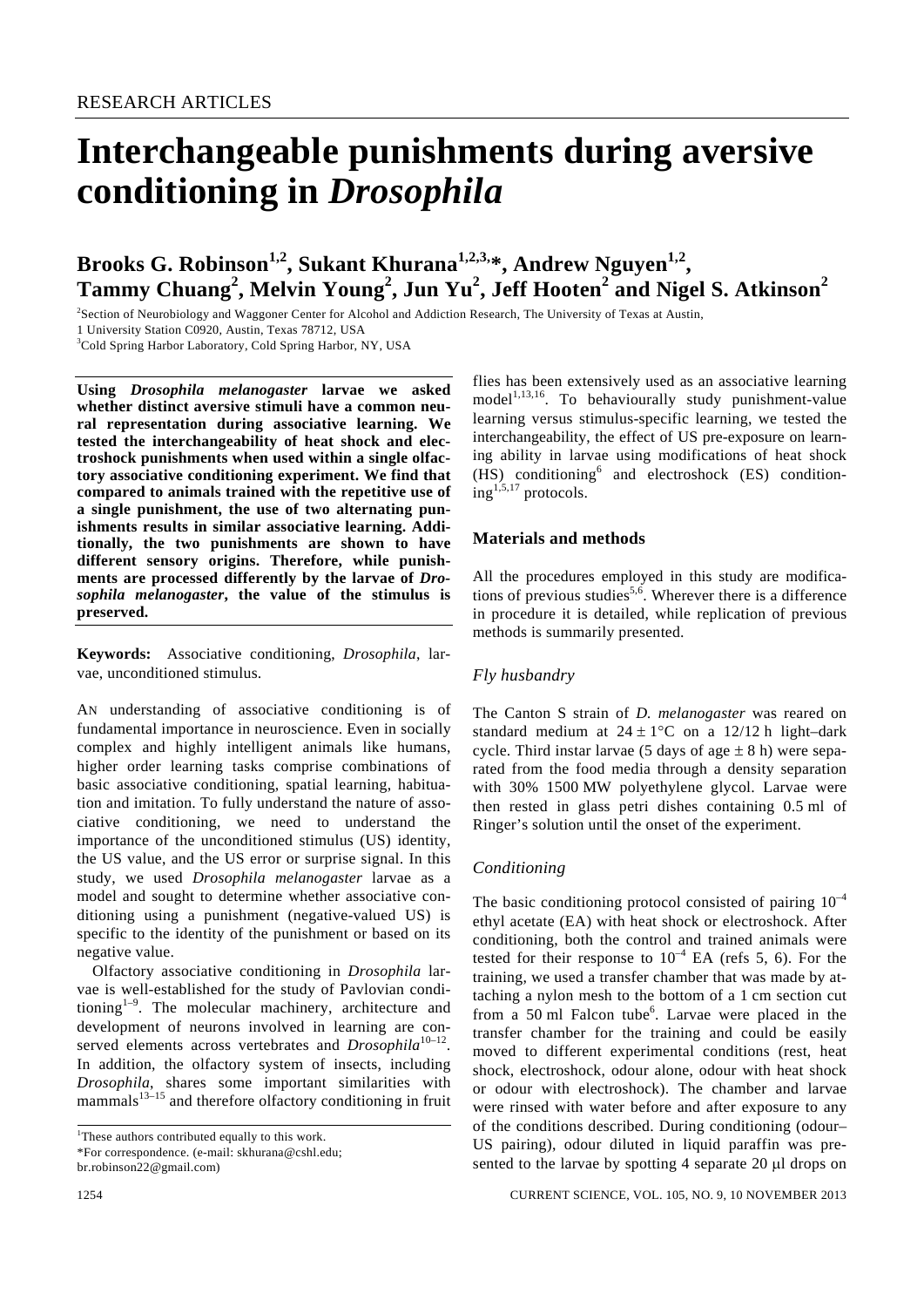RESEARCH ARTICLES

# Interchangeable punishments during aversive conditioning in *Drosophila*

**Brooks G. Robinson[1,2], Sukant Khurana[1,2,3,*], Andrew Nguyen[1,2], Tammy Chuang[2], Melvin Young[2], Jun Yu[2], Jeff Hooten[2] and Nigel S. Atkinson[2]**

[2]Section of Neurobiology and Waggoner Center for Alcohol and Addiction Research, The University of Texas at Austin, 1 University Station C0920, Austin, Texas 78712, USA

[3]Cold Spring Harbor Laboratory, Cold Spring Harbor, NY, USA

**Using *Drosophila melanogaster* larvae we asked whether distinct aversive stimuli have a common neural representation during associative learning. We tested the interchangeability of heat shock and electroshock punishments when used within a single olfactory associative conditioning experiment. We find that compared to animals trained with the repetitive use of a single punishment, the use of two alternating punishments results in similar associative learning. Additionally, the two punishments are shown to have different sensory origins. Therefore, while punishments are processed differently by the larvae of *Drosophila melanogaster*, the value of the stimulus is preserved.**

**Keywords:** Associative conditioning, *Drosophila*, larvae, unconditioned stimulus.

AN understanding of associative conditioning is of fundamental importance in neuroscience. Even in socially complex and highly intelligent animals like humans, higher order learning tasks comprise combinations of basic associative conditioning, spatial learning, habituation and imitation. To fully understand the nature of associative conditioning, we need to understand the importance of the unconditioned stimulus (US) identity, the US value, and the US error or surprise signal. In this study, we used *Drosophila melanogaster* larvae as a model and sought to determine whether associative conditioning using a punishment (negative-valued US) is specific to the identity of the punishment or based on its negative value.

Olfactory associative conditioning in *Drosophila* larvae is well-established for the study of Pavlovian conditioning[1–9]. The molecular machinery, architecture and development of neurons involved in learning are conserved elements across vertebrates and *Drosophila*[10–12]. In addition, the olfactory system of insects, including *Drosophila*, shares some important similarities with mammals[13–15] and therefore olfactory conditioning in fruit flies has been extensively used as an associative learning model[1,13,16]. To behaviourally study punishment-value learning versus stimulus-specific learning, we tested the interchangeability, the effect of US pre-exposure on learning ability in larvae using modifications of heat shock (HS) conditioning[6] and electroshock (ES) conditioning[1,5,17] protocols.

## Materials and methods

All the procedures employed in this study are modifications of previous studies[5,6]. Wherever there is a difference in procedure it is detailed, while replication of previous methods is summarily presented.

### *Fly husbandry*

The Canton S strain of *D. melanogaster* was reared on standard medium at $24 \pm 1$°C on a 12/12 h light–dark cycle. Third instar larvae (5 days of age $\pm$ 8 h) were separated from the food media through a density separation with 30% 1500 MW polyethylene glycol. Larvae were then rested in glass petri dishes containing 0.5 ml of Ringer's solution until the onset of the experiment.

### *Conditioning*

The basic conditioning protocol consisted of pairing $10^{-4}$ ethyl acetate (EA) with heat shock or electroshock. After conditioning, both the control and trained animals were tested for their response to $10^{-4}$ EA (refs 5, 6). For the training, we used a transfer chamber that was made by attaching a nylon mesh to the bottom of a 1 cm section cut from a 50 ml Falcon tube[6]. Larvae were placed in the transfer chamber for the training and could be easily moved to different experimental conditions (rest, heat shock, electroshock, odour alone, odour with heat shock or odour with electroshock). The chamber and larvae were rinsed with water before and after exposure to any of the conditions described. During conditioning (odour–US pairing), odour diluted in liquid paraffin was presented to the larvae by spotting 4 separate 20 μl drops on

[1]These authors contributed equally to this work.

*For correspondence. (e-mail: skhurana@cshl.edu; br.robinson22@gmail.com)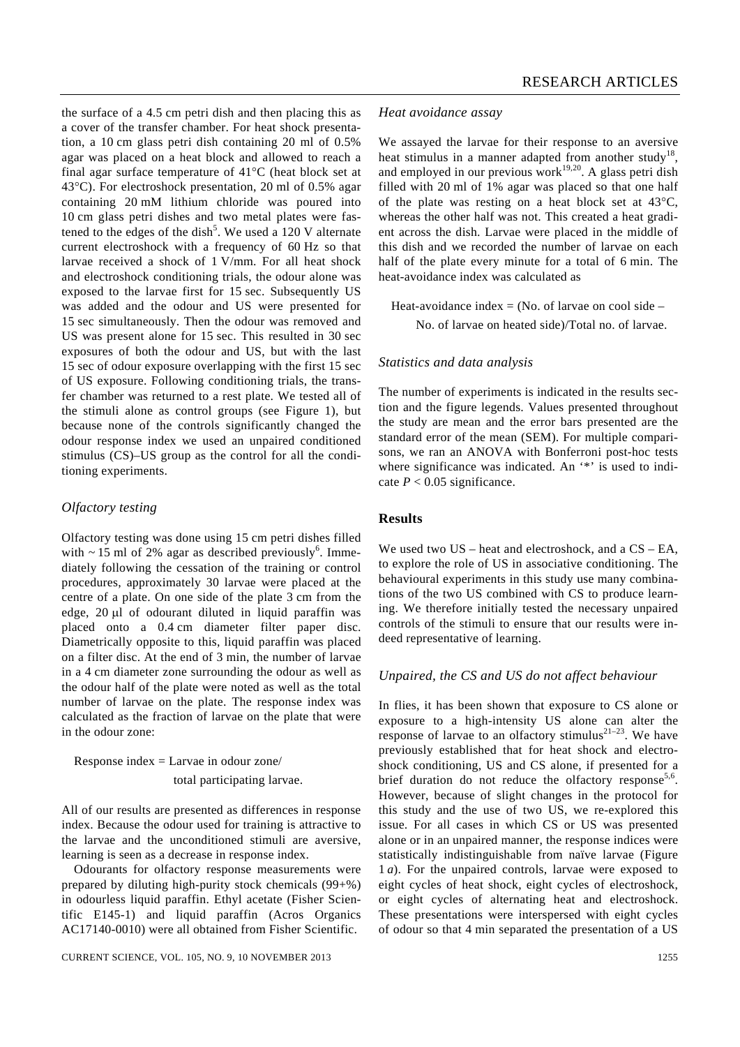the surface of a 4.5 cm petri dish and then placing this as a cover of the transfer chamber. For heat shock presentation, a 10 cm glass petri dish containing 20 ml of 0.5% agar was placed on a heat block and allowed to reach a final agar surface temperature of 41°C (heat block set at 43°C). For electroshock presentation, 20 ml of 0.5% agar containing 20 mM lithium chloride was poured into 10 cm glass petri dishes and two metal plates were fastened to the edges of the dish[5]. We used a 120 V alternate current electroshock with a frequency of 60 Hz so that larvae received a shock of 1 V/mm. For all heat shock and electroshock conditioning trials, the odour alone was exposed to the larvae first for 15 sec. Subsequently US was added and the odour and US were presented for 15 sec simultaneously. Then the odour was removed and US was present alone for 15 sec. This resulted in 30 sec exposures of both the odour and US, but with the last 15 sec of odour exposure overlapping with the first 15 sec of US exposure. Following conditioning trials, the transfer chamber was returned to a rest plate. We tested all of the stimuli alone as control groups (see Figure 1), but because none of the controls significantly changed the odour response index we used an unpaired conditioned stimulus (CS)–US group as the control for all the conditioning experiments.

### *Olfactory testing*

Olfactory testing was done using 15 cm petri dishes filled with ~ 15 ml of 2% agar as described previously[6]. Immediately following the cessation of the training or control procedures, approximately 30 larvae were placed at the centre of a plate. On one side of the plate 3 cm from the edge, 20 μl of odourant diluted in liquid paraffin was placed onto a 0.4 cm diameter filter paper disc. Diametrically opposite to this, liquid paraffin was placed on a filter disc. At the end of 3 min, the number of larvae in a 4 cm diameter zone surrounding the odour as well as the odour half of the plate were noted as well as the total number of larvae on the plate. The response index was calculated as the fraction of larvae on the plate that were in the odour zone:

$$\text{Response index} = \text{Larvae in odour zone}/\text{total participating larvae.}$$

All of our results are presented as differences in response index. Because the odour used for training is attractive to the larvae and the unconditioned stimuli are aversive, learning is seen as a decrease in response index.

Odourants for olfactory response measurements were prepared by diluting high-purity stock chemicals (99+%) in odourless liquid paraffin. Ethyl acetate (Fisher Scientific E145-1) and liquid paraffin (Acros Organics AC17140-0010) were all obtained from Fisher Scientific.

### *Heat avoidance assay*

We assayed the larvae for their response to an aversive heat stimulus in a manner adapted from another study[18], and employed in our previous work[19,20]. A glass petri dish filled with 20 ml of 1% agar was placed so that one half of the plate was resting on a heat block set at 43°C, whereas the other half was not. This created a heat gradient across the dish. Larvae were placed in the middle of this dish and we recorded the number of larvae on each half of the plate every minute for a total of 6 min. The heat-avoidance index was calculated as

$$\text{Heat-avoidance index} = (\text{No. of larvae on cool side} - \text{No. of larvae on heated side})/\text{Total no. of larvae.}$$

### *Statistics and data analysis*

The number of experiments is indicated in the results section and the figure legends. Values presented throughout the study are mean and the error bars presented are the standard error of the mean (SEM). For multiple comparisons, we ran an ANOVA with Bonferroni post-hoc tests where significance was indicated. An '*' is used to indicate $P < 0.05$ significance.

## Results

We used two US – heat and electroshock, and a CS – EA, to explore the role of US in associative conditioning. The behavioural experiments in this study use many combinations of the two US combined with CS to produce learning. We therefore initially tested the necessary unpaired controls of the stimuli to ensure that our results were indeed representative of learning.

### *Unpaired, the CS and US do not affect behaviour*

In flies, it has been shown that exposure to CS alone or exposure to a high-intensity US alone can alter the response of larvae to an olfactory stimulus[21–23]. We have previously established that for heat shock and electroshock conditioning, US and CS alone, if presented for a brief duration do not reduce the olfactory response[5,6]. However, because of slight changes in the protocol for this study and the use of two US, we re-explored this issue. For all cases in which CS or US was presented alone or in an unpaired manner, the response indices were statistically indistinguishable from naïve larvae (Figure 1 *a*). For the unpaired controls, larvae were exposed to eight cycles of heat shock, eight cycles of electroshock, or eight cycles of alternating heat and electroshock. These presentations were interspersed with eight cycles of odour so that 4 min separated the presentation of a US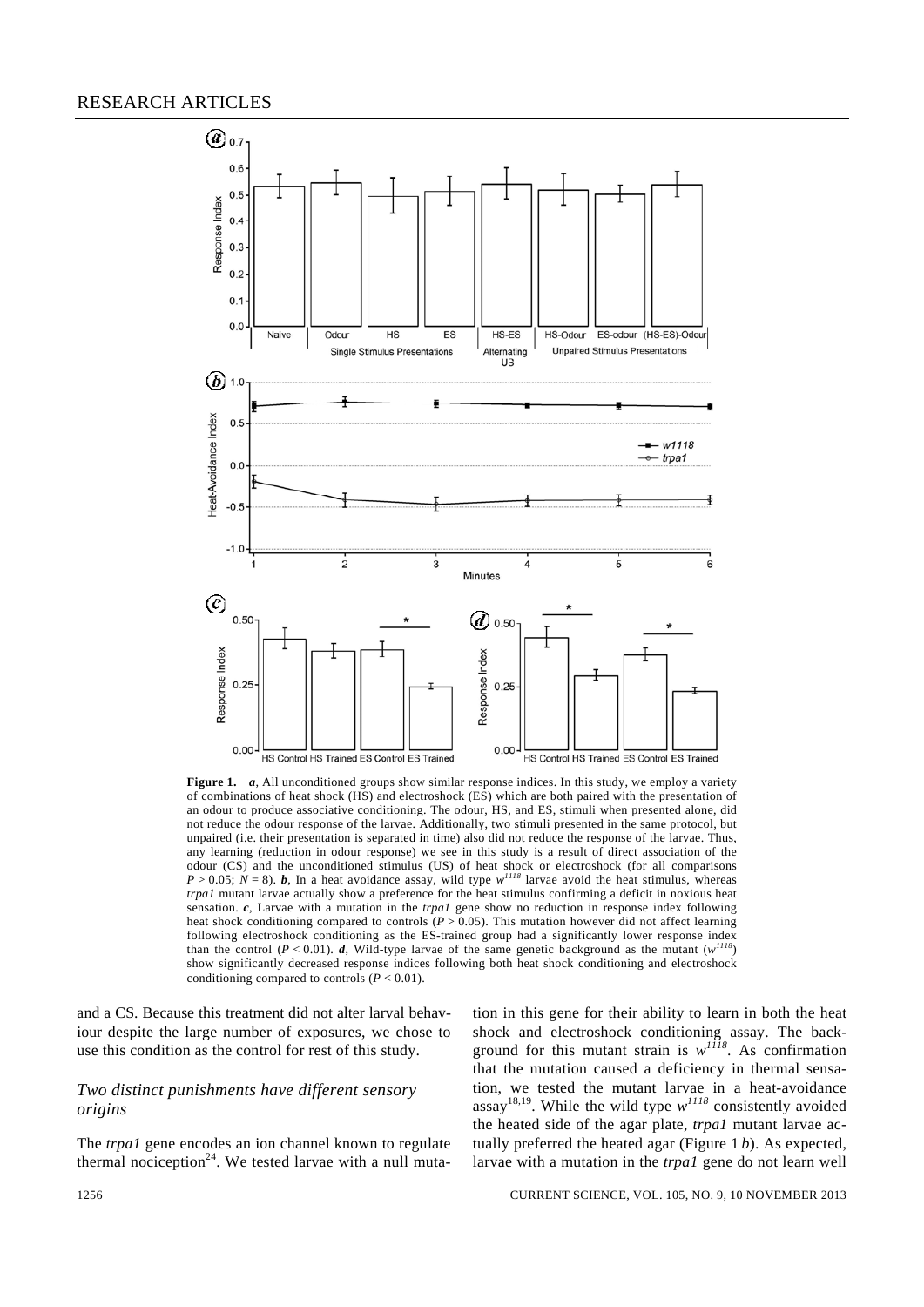**Figure 1.** *a*, All unconditioned groups show similar response indices. In this study, we employ a variety of combinations of heat shock (HS) and electroshock (ES) which are both paired with the presentation of an odour to produce associative conditioning. The odour, HS, and ES, stimuli when presented alone, did not reduce the odour response of the larvae. Additionally, two stimuli presented in the same protocol, but unpaired (i.e. their presentation is separated in time) also did not reduce the response of the larvae. Thus, any learning (reduction in odour response) we see in this study is a result of direct association of the odour (CS) and the unconditioned stimulus (US) of heat shock or electroshock (for all comparisons $P > 0.05$; $N = 8$). *b*, In a heat avoidance assay, wild type $w^{1118}$ larvae avoid the heat stimulus, whereas *trpa1* mutant larvae actually show a preference for the heat stimulus confirming a deficit in noxious heat sensation. *c*, Larvae with a mutation in the *trpa1* gene show no reduction in response index following heat shock conditioning compared to controls ($P > 0.05$). This mutation however did not affect learning following electroshock conditioning as the ES-trained group had a significantly lower response index than the control ($P < 0.01$). *d*, Wild-type larvae of the same genetic background as the mutant ($w^{1118}$) show significantly decreased response indices following both heat shock conditioning and electroshock conditioning compared to controls ($P < 0.01$).

and a CS. Because this treatment did not alter larval behaviour despite the large number of exposures, we chose to use this condition as the control for rest of this study.

### *Two distinct punishments have different sensory origins*

The *trpa1* gene encodes an ion channel known to regulate thermal nociception[24]. We tested larvae with a null mutation in this gene for their ability to learn in both the heat shock and electroshock conditioning assay. The background for this mutant strain is $w^{1118}$. As confirmation that the mutation caused a deficiency in thermal sensation, we tested the mutant larvae in a heat-avoidance assay[18,19]. While the wild type $w^{1118}$ consistently avoided the heated side of the agar plate, *trpa1* mutant larvae actually preferred the heated agar (Figure 1 *b*). As expected, larvae with a mutation in the *trpa1* gene do not learn well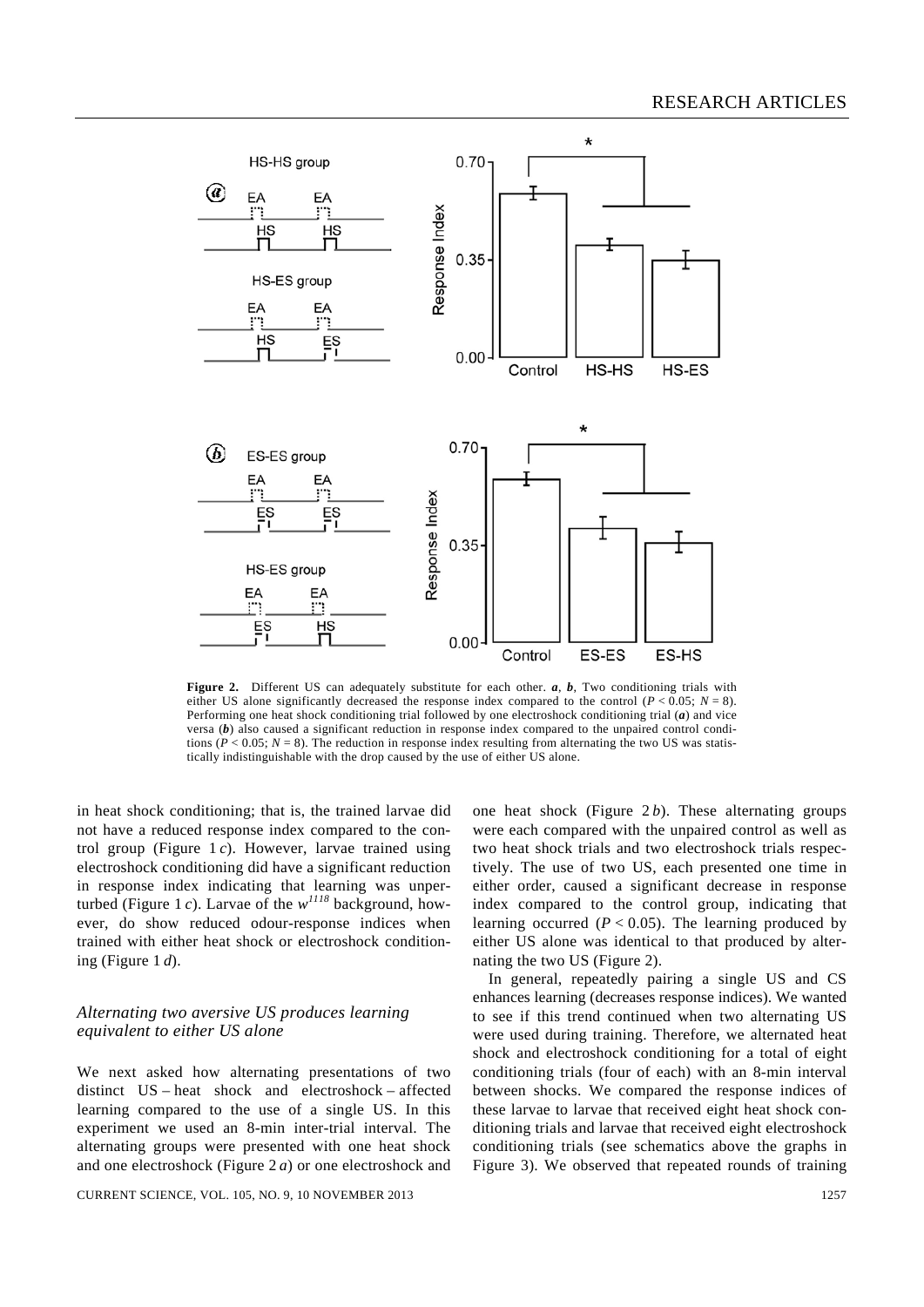**Figure 2.** Different US can adequately substitute for each other. ***a***, ***b***, Two conditioning trials with either US alone significantly decreased the response index compared to the control ($P < 0.05$; $N = 8$). Performing one heat shock conditioning trial followed by one electroshock conditioning trial (***a***) and vice versa (***b***) also caused a significant reduction in response index compared to the unpaired control conditions ($P < 0.05$; $N = 8$). The reduction in response index resulting from alternating the two US was statistically indistinguishable with the drop caused by the use of either US alone.

in heat shock conditioning; that is, the trained larvae did not have a reduced response index compared to the control group (Figure 1 *c*). However, larvae trained using electroshock conditioning did have a significant reduction in response index indicating that learning was unperturbed (Figure 1 *c*). Larvae of the $w^{1118}$ background, however, do show reduced odour-response indices when trained with either heat shock or electroshock conditioning (Figure 1 *d*).

### *Alternating two aversive US produces learning equivalent to either US alone*

We next asked how alternating presentations of two distinct US – heat shock and electroshock – affected learning compared to the use of a single US. In this experiment we used an 8-min inter-trial interval. The alternating groups were presented with one heat shock and one electroshock (Figure 2 *a*) or one electroshock and one heat shock (Figure 2 *b*). These alternating groups were each compared with the unpaired control as well as two heat shock trials and two electroshock trials respectively. The use of two US, each presented one time in either order, caused a significant decrease in response index compared to the control group, indicating that learning occurred ($P < 0.05$). The learning produced by either US alone was identical to that produced by alternating the two US (Figure 2).

In general, repeatedly pairing a single US and CS enhances learning (decreases response indices). We wanted to see if this trend continued when two alternating US were used during training. Therefore, we alternated heat shock and electroshock conditioning for a total of eight conditioning trials (four of each) with an 8-min interval between shocks. We compared the response indices of these larvae to larvae that received eight heat shock conditioning trials and larvae that received eight electroshock conditioning trials (see schematics above the graphs in Figure 3). We observed that repeated rounds of training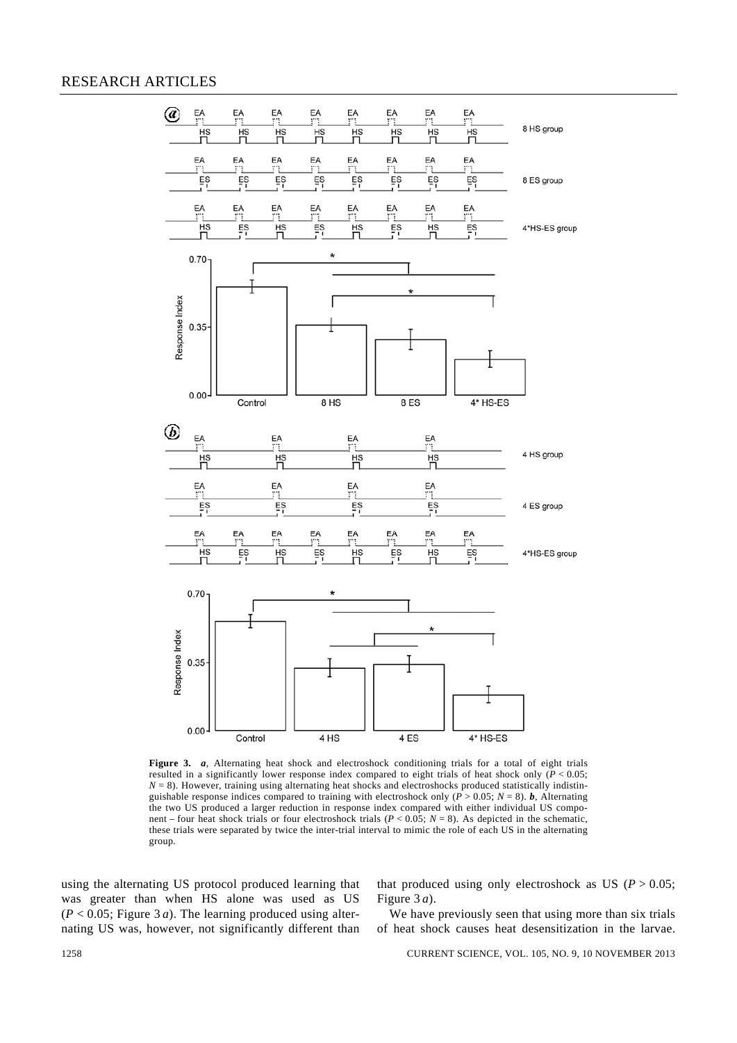**Figure 3.** ***a***, Alternating heat shock and electroshock conditioning trials for a total of eight trials resulted in a significantly lower response index compared to eight trials of heat shock only ($P < 0.05$; $N = 8$). However, training using alternating heat shocks and electroshocks produced statistically indistinguishable response indices compared to training with electroshock only ($P > 0.05$; $N = 8$). ***b***, Alternating the two US produced a larger reduction in response index compared with either individual US component – four heat shock trials or four electroshock trials ($P < 0.05$; $N = 8$). As depicted in the schematic, these trials were separated by twice the inter-trial interval to mimic the role of each US in the alternating group.

using the alternating US protocol produced learning that was greater than when HS alone was used as US ($P < 0.05$; Figure 3 *a*). The learning produced using alternating US was, however, not significantly different than that produced using only electroshock as US ($P > 0.05$; Figure 3 *a*).

We have previously seen that using more than six trials of heat shock causes heat desensitization in the larvae.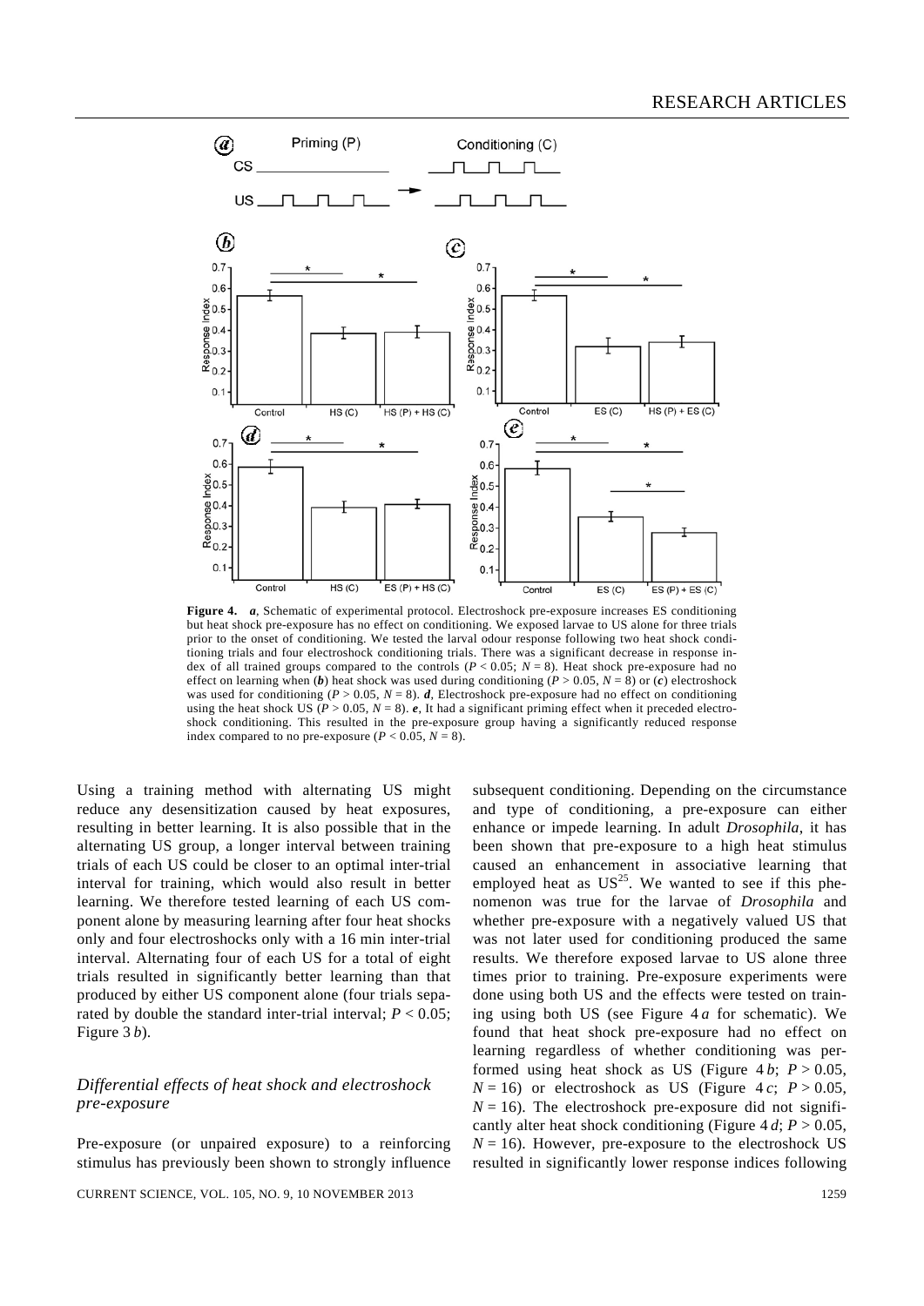**Figure 4.** *a*, Schematic of experimental protocol. Electroshock pre-exposure increases ES conditioning but heat shock pre-exposure has no effect on conditioning. We exposed larvae to US alone for three trials prior to the onset of conditioning. We tested the larval odour response following two heat shock conditioning trials and four electroshock conditioning trials. There was a significant decrease in response index of all trained groups compared to the controls ($P < 0.05$; $N = 8$). Heat shock pre-exposure had no effect on learning when (***b***) heat shock was used during conditioning ($P > 0.05$, $N = 8$) or (***c***) electroshock was used for conditioning ($P > 0.05$, $N = 8$). ***d***, Electroshock pre-exposure had no effect on conditioning using the heat shock US ($P > 0.05$, $N = 8$). ***e***, It had a significant priming effect when it preceded electroshock conditioning. This resulted in the pre-exposure group having a significantly reduced response index compared to no pre-exposure ($P < 0.05$, $N = 8$).

Using a training method with alternating US might reduce any desensitization caused by heat exposures, resulting in better learning. It is also possible that in the alternating US group, a longer interval between training trials of each US could be closer to an optimal inter-trial interval for training, which would also result in better learning. We therefore tested learning of each US component alone by measuring learning after four heat shocks only and four electroshocks only with a 16 min inter-trial interval. Alternating four of each US for a total of eight trials resulted in significantly better learning than that produced by either US component alone (four trials separated by double the standard inter-trial interval; $P < 0.05$; Figure 3 *b*).

### *Differential effects of heat shock and electroshock pre-exposure*

Pre-exposure (or unpaired exposure) to a reinforcing stimulus has previously been shown to strongly influence subsequent conditioning. Depending on the circumstance and type of conditioning, a pre-exposure can either enhance or impede learning. In adult *Drosophila*, it has been shown that pre-exposure to a high heat stimulus caused an enhancement in associative learning that employed heat as US[25]. We wanted to see if this phenomenon was true for the larvae of *Drosophila* and whether pre-exposure with a negatively valued US that was not later used for conditioning produced the same results. We therefore exposed larvae to US alone three times prior to training. Pre-exposure experiments were done using both US and the effects were tested on training using both US (see Figure 4 *a* for schematic). We found that heat shock pre-exposure had no effect on learning regardless of whether conditioning was performed using heat shock as US (Figure 4 *b*; $P > 0.05$, $N = 16$) or electroshock as US (Figure 4 *c*; $P > 0.05$, $N = 16$). The electroshock pre-exposure did not significantly alter heat shock conditioning (Figure 4 *d*; $P > 0.05$, $N = 16$). However, pre-exposure to the electroshock US resulted in significantly lower response indices following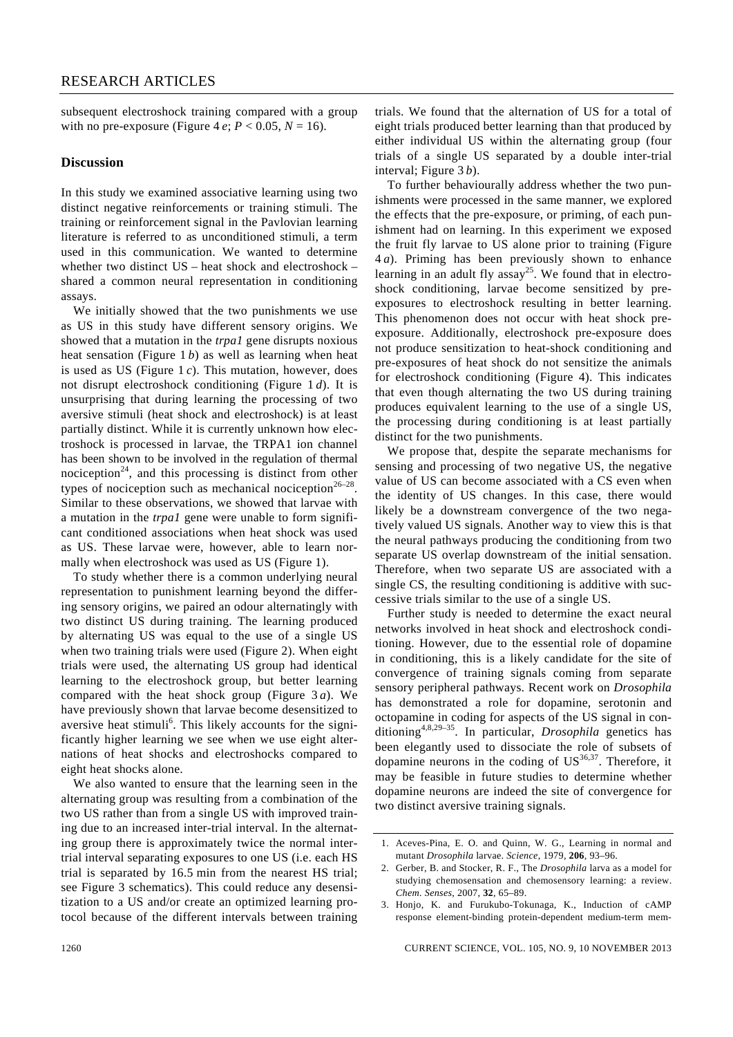subsequent electroshock training compared with a group with no pre-exposure (Figure 4 *e*; $P < 0.05$, $N = 16$).

## Discussion

In this study we examined associative learning using two distinct negative reinforcements or training stimuli. The training or reinforcement signal in the Pavlovian learning literature is referred to as unconditioned stimuli, a term used in this communication. We wanted to determine whether two distinct US – heat shock and electroshock – shared a common neural representation in conditioning assays.

We initially showed that the two punishments we use as US in this study have different sensory origins. We showed that a mutation in the *trpa1* gene disrupts noxious heat sensation (Figure 1 *b*) as well as learning when heat is used as US (Figure 1 *c*). This mutation, however, does not disrupt electroshock conditioning (Figure 1 *d*). It is unsurprising that during learning the processing of two aversive stimuli (heat shock and electroshock) is at least partially distinct. While it is currently unknown how electroshock is processed in larvae, the TRPA1 ion channel has been shown to be involved in the regulation of thermal nociception[24], and this processing is distinct from other types of nociception such as mechanical nociception[26–28]. Similar to these observations, we showed that larvae with a mutation in the *trpa1* gene were unable to form significant conditioned associations when heat shock was used as US. These larvae were, however, able to learn normally when electroshock was used as US (Figure 1).

To study whether there is a common underlying neural representation to punishment learning beyond the differing sensory origins, we paired an odour alternatingly with two distinct US during training. The learning produced by alternating US was equal to the use of a single US when two training trials were used (Figure 2). When eight trials were used, the alternating US group had identical learning to the electroshock group, but better learning compared with the heat shock group (Figure 3 *a*). We have previously shown that larvae become desensitized to aversive heat stimuli[6]. This likely accounts for the significantly higher learning we see when we use eight alternations of heat shocks and electroshocks compared to eight heat shocks alone.

We also wanted to ensure that the learning seen in the alternating group was resulting from a combination of the two US rather than from a single US with improved training due to an increased inter-trial interval. In the alternating group there is approximately twice the normal inter-trial interval separating exposures to one US (i.e. each HS trial is separated by 16.5 min from the nearest HS trial; see Figure 3 schematics). This could reduce any desensitization to a US and/or create an optimized learning protocol because of the different intervals between training trials. We found that the alternation of US for a total of eight trials produced better learning than that produced by either individual US within the alternating group (four trials of a single US separated by a double inter-trial interval; Figure 3 *b*).

To further behaviourally address whether the two punishments were processed in the same manner, we explored the effects that the pre-exposure, or priming, of each punishment had on learning. In this experiment we exposed the fruit fly larvae to US alone prior to training (Figure 4 *a*). Priming has been previously shown to enhance learning in an adult fly assay[25]. We found that in electroshock conditioning, larvae become sensitized by pre-exposures to electroshock resulting in better learning. This phenomenon does not occur with heat shock pre-exposure. Additionally, electroshock pre-exposure does not produce sensitization to heat-shock conditioning and pre-exposures of heat shock do not sensitize the animals for electroshock conditioning (Figure 4). This indicates that even though alternating the two US during training produces equivalent learning to the use of a single US, the processing during conditioning is at least partially distinct for the two punishments.

We propose that, despite the separate mechanisms for sensing and processing of two negative US, the negative value of US can become associated with a CS even when the identity of US changes. In this case, there would likely be a downstream convergence of the two negatively valued US signals. Another way to view this is that the neural pathways producing the conditioning from two separate US overlap downstream of the initial sensation. Therefore, when two separate US are associated with a single CS, the resulting conditioning is additive with successive trials similar to the use of a single US.

Further study is needed to determine the exact neural networks involved in heat shock and electroshock conditioning. However, due to the essential role of dopamine in conditioning, this is a likely candidate for the site of convergence of training signals coming from separate sensory peripheral pathways. Recent work on *Drosophila* has demonstrated a role for dopamine, serotonin and octopamine in coding for aspects of the US signal in conditioning[4,8,29–35]. In particular, *Drosophila* genetics has been elegantly used to dissociate the role of subsets of dopamine neurons in the coding of US[36,37]. Therefore, it may be feasible in future studies to determine whether dopamine neurons are indeed the site of convergence for two distinct aversive training signals.

1. Aceves-Pina, E. O. and Quinn, W. G., Learning in normal and mutant *Drosophila* larvae. *Science*, 1979, **206**, 93–96.
2. Gerber, B. and Stocker, R. F., The *Drosophila* larva as a model for studying chemosensation and chemosensory learning: a review. *Chem. Senses*, 2007, **32**, 65–89.
3. Honjo, K. and Furukubo-Tokunaga, K., Induction of cAMP response element-binding protein-dependent medium-term mem-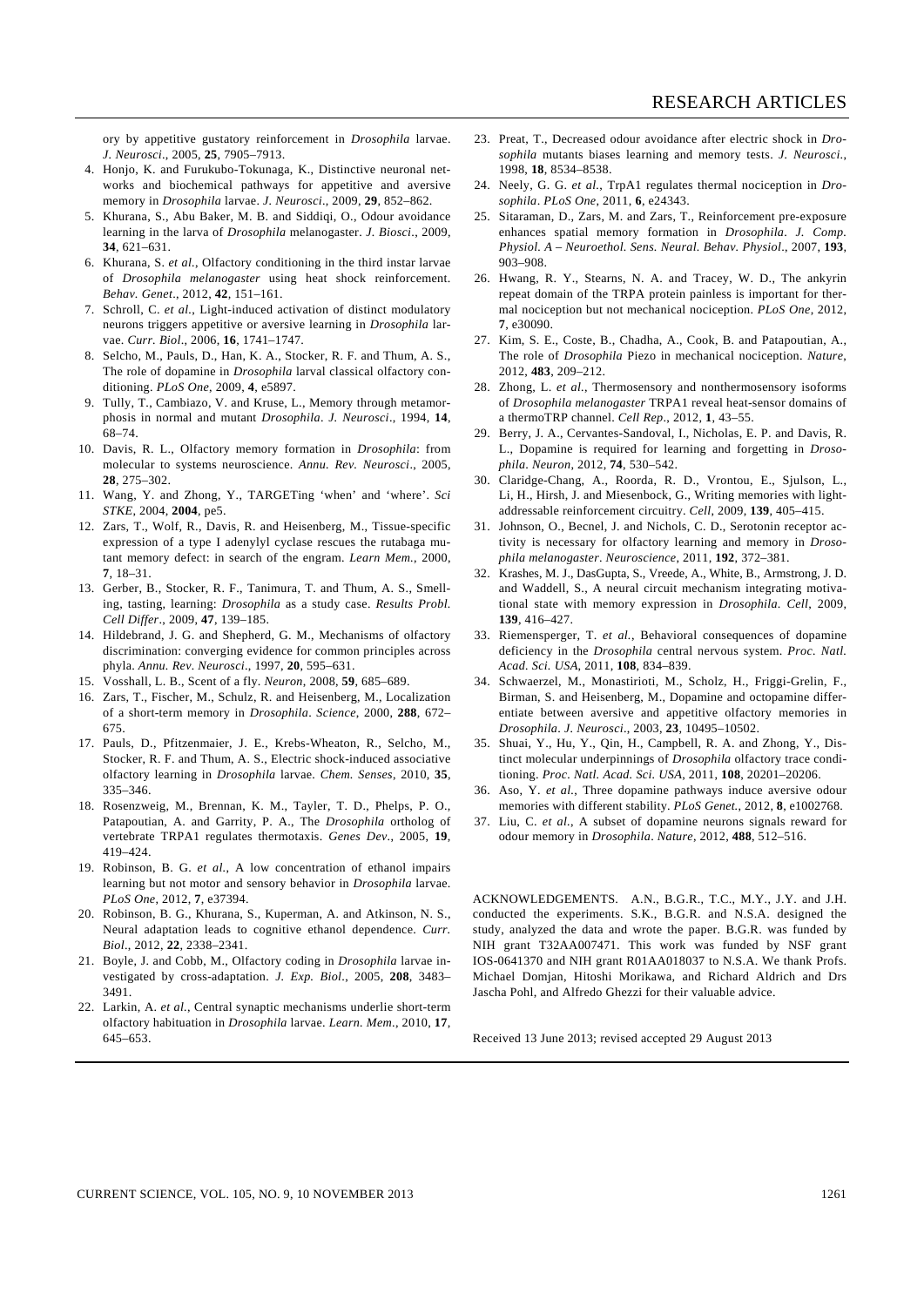ory by appetitive gustatory reinforcement in *Drosophila* larvae. *J. Neurosci*., 2005, **25**, 7905–7913.

4. Honjo, K. and Furukubo-Tokunaga, K., Distinctive neuronal networks and biochemical pathways for appetitive and aversive memory in *Drosophila* larvae. *J. Neurosci*., 2009, **29**, 852–862.
5. Khurana, S., Abu Baker, M. B. and Siddiqi, O., Odour avoidance learning in the larva of *Drosophila* melanogaster. *J. Biosci*., 2009, **34**, 621–631.
6. Khurana, S. *et al*., Olfactory conditioning in the third instar larvae of *Drosophila melanogaster* using heat shock reinforcement. *Behav. Genet*., 2012, **42**, 151–161.
7. Schroll, C. *et al*., Light-induced activation of distinct modulatory neurons triggers appetitive or aversive learning in *Drosophila* larvae. *Curr. Biol*., 2006, **16**, 1741–1747.
8. Selcho, M., Pauls, D., Han, K. A., Stocker, R. F. and Thum, A. S., The role of dopamine in *Drosophila* larval classical olfactory conditioning. *PLoS One*, 2009, **4**, e5897.
9. Tully, T., Cambiazo, V. and Kruse, L., Memory through metamorphosis in normal and mutant *Drosophila*. *J. Neurosci*., 1994, **14**, 68–74.
10. Davis, R. L., Olfactory memory formation in *Drosophila*: from molecular to systems neuroscience. *Annu. Rev. Neurosci*., 2005, **28**, 275–302.
11. Wang, Y. and Zhong, Y., TARGETing 'when' and 'where'. *Sci STKE*, 2004, **2004**, pe5.
12. Zars, T., Wolf, R., Davis, R. and Heisenberg, M., Tissue-specific expression of a type I adenylyl cyclase rescues the rutabaga mutant memory defect: in search of the engram. *Learn Mem*., 2000, **7**, 18–31.
13. Gerber, B., Stocker, R. F., Tanimura, T. and Thum, A. S., Smelling, tasting, learning: *Drosophila* as a study case. *Results Probl. Cell Differ*., 2009, **47**, 139–185.
14. Hildebrand, J. G. and Shepherd, G. M., Mechanisms of olfactory discrimination: converging evidence for common principles across phyla. *Annu. Rev. Neurosci*., 1997, **20**, 595–631.
15. Vosshall, L. B., Scent of a fly. *Neuron*, 2008, **59**, 685–689.
16. Zars, T., Fischer, M., Schulz, R. and Heisenberg, M., Localization of a short-term memory in *Drosophila*. *Science*, 2000, **288**, 672–675.
17. Pauls, D., Pfitzenmaier, J. E., Krebs-Wheaton, R., Selcho, M., Stocker, R. F. and Thum, A. S., Electric shock-induced associative olfactory learning in *Drosophila* larvae. *Chem. Senses*, 2010, **35**, 335–346.
18. Rosenzweig, M., Brennan, K. M., Tayler, T. D., Phelps, P. O., Patapoutian, A. and Garrity, P. A., The *Drosophila* ortholog of vertebrate TRPA1 regulates thermotaxis. *Genes Dev*., 2005, **19**, 419–424.
19. Robinson, B. G. *et al*., A low concentration of ethanol impairs learning but not motor and sensory behavior in *Drosophila* larvae. *PLoS One*, 2012, **7**, e37394.
20. Robinson, B. G., Khurana, S., Kuperman, A. and Atkinson, N. S., Neural adaptation leads to cognitive ethanol dependence. *Curr. Biol*., 2012, **22**, 2338–2341.
21. Boyle, J. and Cobb, M., Olfactory coding in *Drosophila* larvae investigated by cross-adaptation. *J. Exp. Biol*., 2005, **208**, 3483–3491.
22. Larkin, A. *et al*., Central synaptic mechanisms underlie short-term olfactory habituation in *Drosophila* larvae. *Learn. Mem*., 2010, **17**, 645–653.
23. Preat, T., Decreased odour avoidance after electric shock in *Drosophila* mutants biases learning and memory tests. *J. Neurosci*., 1998, **18**, 8534–8538.
24. Neely, G. G. *et al*., TrpA1 regulates thermal nociception in *Drosophila*. *PLoS One*, 2011, **6**, e24343.
25. Sitaraman, D., Zars, M. and Zars, T., Reinforcement pre-exposure enhances spatial memory formation in *Drosophila*. *J. Comp. Physiol. A – Neuroethol. Sens. Neural. Behav. Physiol*., 2007, **193**, 903–908.
26. Hwang, R. Y., Stearns, N. A. and Tracey, W. D., The ankyrin repeat domain of the TRPA protein painless is important for thermal nociception but not mechanical nociception. *PLoS One*, 2012, **7**, e30090.
27. Kim, S. E., Coste, B., Chadha, A., Cook, B. and Patapoutian, A., The role of *Drosophila* Piezo in mechanical nociception. *Nature*, 2012, **483**, 209–212.
28. Zhong, L. *et al*., Thermosensory and nonthermosensory isoforms of *Drosophila melanogaster* TRPA1 reveal heat-sensor domains of a thermoTRP channel. *Cell Rep*., 2012, **1**, 43–55.
29. Berry, J. A., Cervantes-Sandoval, I., Nicholas, E. P. and Davis, R. L., Dopamine is required for learning and forgetting in *Drosophila*. *Neuron*, 2012, **74**, 530–542.
30. Claridge-Chang, A., Roorda, R. D., Vrontou, E., Sjulson, L., Li, H., Hirsh, J. and Miesenbock, G., Writing memories with light-addressable reinforcement circuitry. *Cell*, 2009, **139**, 405–415.
31. Johnson, O., Becnel, J. and Nichols, C. D., Serotonin receptor activity is necessary for olfactory learning and memory in *Drosophila melanogaster*. *Neuroscience*, 2011, **192**, 372–381.
32. Krashes, M. J., DasGupta, S., Vreede, A., White, B., Armstrong, J. D. and Waddell, S., A neural circuit mechanism integrating motivational state with memory expression in *Drosophila*. *Cell*, 2009, **139**, 416–427.
33. Riemensperger, T. *et al*., Behavioral consequences of dopamine deficiency in the *Drosophila* central nervous system. *Proc. Natl. Acad. Sci. USA*, 2011, **108**, 834–839.
34. Schwaerzel, M., Monastirioti, M., Scholz, H., Friggi-Grelin, F., Birman, S. and Heisenberg, M., Dopamine and octopamine differentiate between aversive and appetitive olfactory memories in *Drosophila*. *J. Neurosci*., 2003, **23**, 10495–10502.
35. Shuai, Y., Hu, Y., Qin, H., Campbell, R. A. and Zhong, Y., Distinct molecular underpinnings of *Drosophila* olfactory trace conditioning. *Proc. Natl. Acad. Sci. USA*, 2011, **108**, 20201–20206.
36. Aso, Y. *et al*., Three dopamine pathways induce aversive odour memories with different stability. *PLoS Genet*., 2012, **8**, e1002768.
37. Liu, C. *et al*., A subset of dopamine neurons signals reward for odour memory in *Drosophila*. *Nature*, 2012, **488**, 512–516.

ACKNOWLEDGEMENTS. A.N., B.G.R., T.C., M.Y., J.Y. and J.H. conducted the experiments. S.K., B.G.R. and N.S.A. designed the study, analyzed the data and wrote the paper. B.G.R. was funded by NIH grant T32AA007471. This work was funded by NSF grant IOS-0641370 and NIH grant R01AA018037 to N.S.A. We thank Profs. Michael Domjan, Hitoshi Morikawa, and Richard Aldrich and Drs Jascha Pohl, and Alfredo Ghezzi for their valuable advice.

Received 13 June 2013; revised accepted 29 August 2013